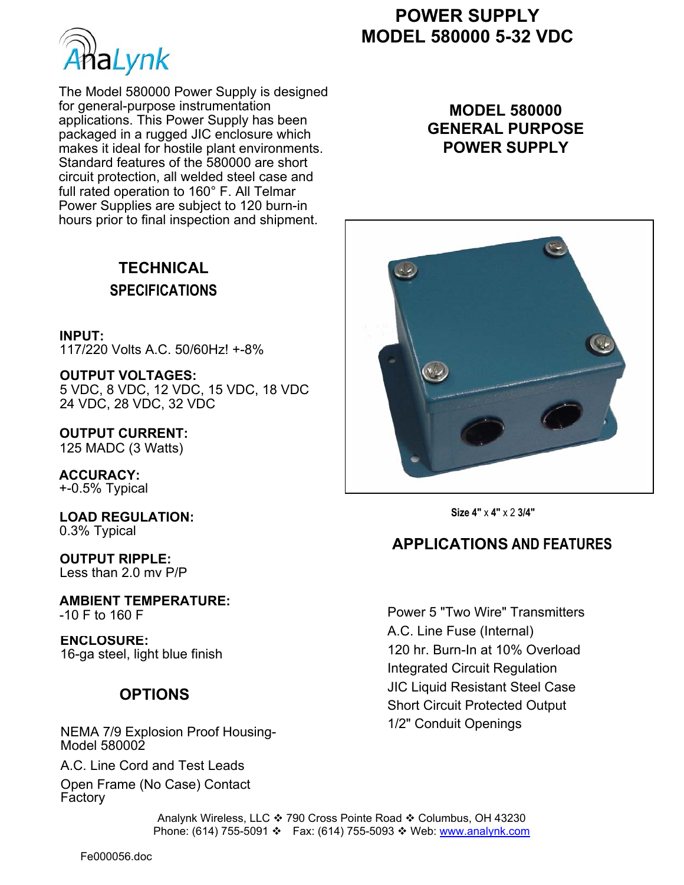# POWER SUPPLY MODEL 580000 5-32 VDC

AnaLynk

The Model 580000 Power Supply is designed for general-purpose instrumentation applications. This Power Supply has been packaged in a rugged JIC enclosure which makes it ideal for hostile plant environments. Standard features of the 580000 are short circuit protection, all welded steel case and full rated operation to 160° F. All Telmar Power Supplies are subject to 120 burn-in hours prior to final inspection and shipment.

## MODEL 580000 GENERAL PURPOSE POWER SUPPLY

Size 4" x 4" x 2 3/4"

## TECHNICAL SPECIFICATIONS

**INPUT:**
117/220 Volts A.C. 50/60Hz! +-8%

**OUTPUT VOLTAGES:**
5 VDC, 8 VDC, 12 VDC, 15 VDC, 18 VDC
24 VDC, 28 VDC, 32 VDC

**OUTPUT CURRENT:**
125 MADC (3 Watts)

**ACCURACY:**
+-0.5% Typical

**LOAD REGULATION:**
0.3% Typical

**OUTPUT RIPPLE:**
Less than 2.0 mv P/P

**AMBIENT TEMPERATURE:**
-10 F to 160 F

**ENCLOSURE:**
16-ga steel, light blue finish

## APPLICATIONS AND FEATURES

Power 5 "Two Wire" Transmitters
A.C. Line Fuse (Internal)
120 hr. Burn-In at 10% Overload
Integrated Circuit Regulation
JIC Liquid Resistant Steel Case
Short Circuit Protected Output
1/2" Conduit Openings

## OPTIONS

NEMA 7/9 Explosion Proof Housing- Model 580002

A.C. Line Cord and Test Leads

Open Frame (No Case) Contact Factory

Analynk Wireless, LLC ❖ 790 Cross Pointe Road ❖ Columbus, OH 43230
Phone: (614) 755-5091 ❖ Fax: (614) 755-5093 ❖ Web: www.analynk.com

Fe000056.doc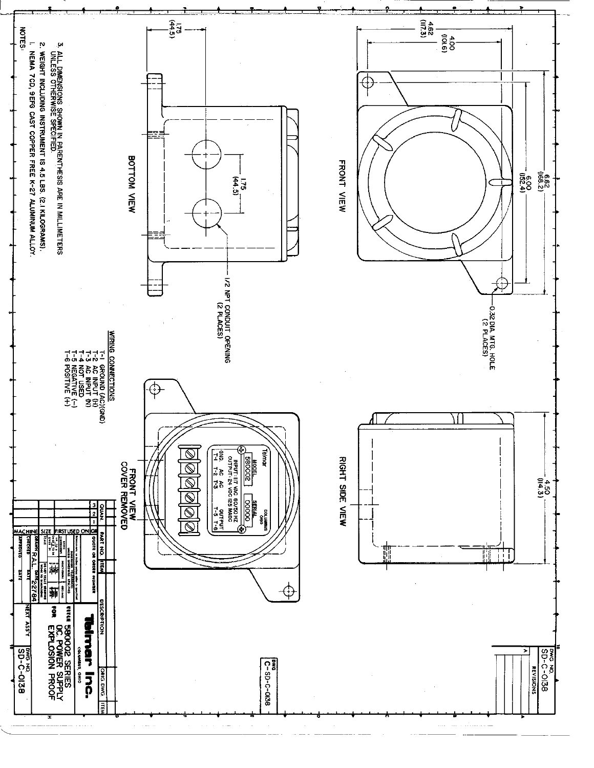FRONT VIEW

6.62
(168.2)
6.00
(152.4)

4.62
(117.3)
4.00
(101.6)

0.32 DIA. MTG. HOLE
(2 PLACES)

RIGHT SIDE VIEW

4.50
(114.3)

BOTTOM VIEW

1.75
(44.5)

1.75
(44.5)

1/2 NPT CONDUIT OPENING
(2 PLACES)

FRONT VIEW
COVER REMOVED

Telmar COLUMBUS OHIO
MODEL 580002 SERIAL 00000
INPUT: 117 VAC 60/50 HZ
OUTPUT: 24 VDC (25 MADC
GND. AC AC OUTPUT
T-1 T-2 T-3 T-5 T-6

WIRING CONNECTIONS
T-1 GROUND (AC)(GND)
T-2 AC INPUT (H)
T-3 AC INPUT (N)
T-4 NOT USED
T-5 NEGATIVE (-)
T-6 POSITIVE (+)

NOTES:
1. NEMA 7CD, 9EFG CAST COPPER FREE K-27 ALUMINUM ALLOY.
2. WEIGHT INCLUDING INSTRUMENT IS 4.5 LBS. (2.1 KILOGRAMS).
3. ALL DIMENSIONS SHOWN IN PARENTHESIS ARE IN MILLIMETERS UNLESS OTHERWISE SPECIFIED.

| ITEM | QUAN | PART NO. QUOTE OR ORDER NUMBER | ITEM | DESCRIPTION | ORIG DWG | ITEM |
|---|---|---|---|---|---|---|
| 3 | | | | | | |
| 2 | | | | | | |
| 1 | | | | | | |

MACHINE | SIZE | FIRST USED ON | C

DRAWN R.A.L. 2/27/84
CHECKED
APPROVED
DATE

Telmar Inc.
COLUMBUS, OHIO

TITLE 580002 SERIES
DC POWER SUPPLY
FOR EXPLOSION PROOF

NEXT ASS'Y

DWG NO. SD-C-0138

DWG C-SD-C-0138

DWG NO. SD-C-0138
REVISIONS
A